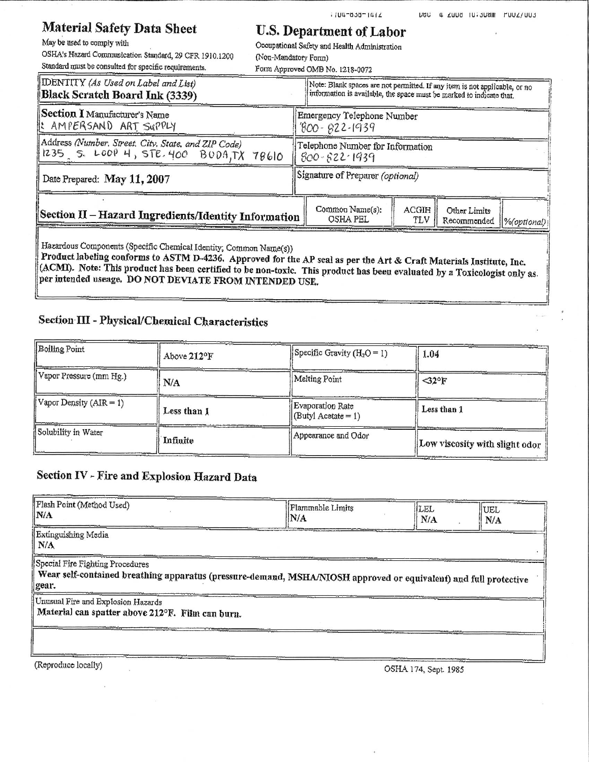# Material Safety Data Sheet

May be used to comply with
OSHA's Hazard Communication Standard, 29 CFR 1910.1200
Standard must be consulted for specific requirements.

# U.S. Department of Labor

Occupational Safety and Health Administration
(Non-Mandatory Form)
Form Approved OMB No. 1218-0072

| IDENTITY *(As Used on Label and List)* | Note: Blank spaces are not permitted. If any item is not applicable, or no information is available, the space must be marked to indicate that. |
|---|---|
| **Black Scratch Board Ink (3339)** | |

| **Section I** Manufacturer's Name | Emergency Telephone Number |
|---|---|
| AMPERSAND ART SUPPLY | 800-822-1939 |
| **Address** *(Number, Street, City, State, and ZIP Code)* | **Telephone Number for Information** |
| 1235 S. LOOP 4, STE. 400 BUDA, TX 78610 | 800-822-1939 |
| Date Prepared: **May 11, 2007** | Signature of Preparer *(optional)* |

## Section II – Hazard Ingredients/Identity Information

| | Common Name(s): OSHA PEL | ACGIH TLV | Other Limits Recommended | %(optional) |
|---|---|---|---|---|

Hazardous Components (Specific Chemical Identity; Common Name(s))

**Product labeling conforms to ASTM D-4236. Approved for the AP seal as per the Art & Craft Materials Institute, Inc. (ACMI). Note: This product has been certified to be non-toxic. This product has been evaluated by a Toxicologist only as per intended useage. DO NOT DEVIATE FROM INTENDED USE.**

## Section III - Physical/Chemical Characteristics

| | | | |
|---|---|---|---|
| Boiling Point | Above 212°F | Specific Gravity ($H_2O$ = 1) | 1.04 |
| Vapor Pressure (mm Hg.) | N/A | Melting Point | <32°F |
| Vapor Density (AIR = 1) | Less than 1 | Evaporation Rate (Butyl Acetate = 1) | Less than 1 |
| Solubility in Water | Infinite | Appearance and Odor | Low viscosity with slight odor |

## Section IV - Fire and Explosion Hazard Data

| Flash Point (Method Used) | Flammable Limits | LEL | UEL |
|---|---|---|---|
| N/A | N/A | N/A | N/A |

Extinguishing Media
**N/A**

Special Fire Fighting Procedures
**Wear self-contained breathing apparatus (pressure-demand, MSHA/NIOSH approved or equivalent) and full protective gear.**

Unusual Fire and Explosion Hazards
**Material can spatter above 212°F. Film can burn.**

(Reproduce locally)

OSHA 174, Sept. 1985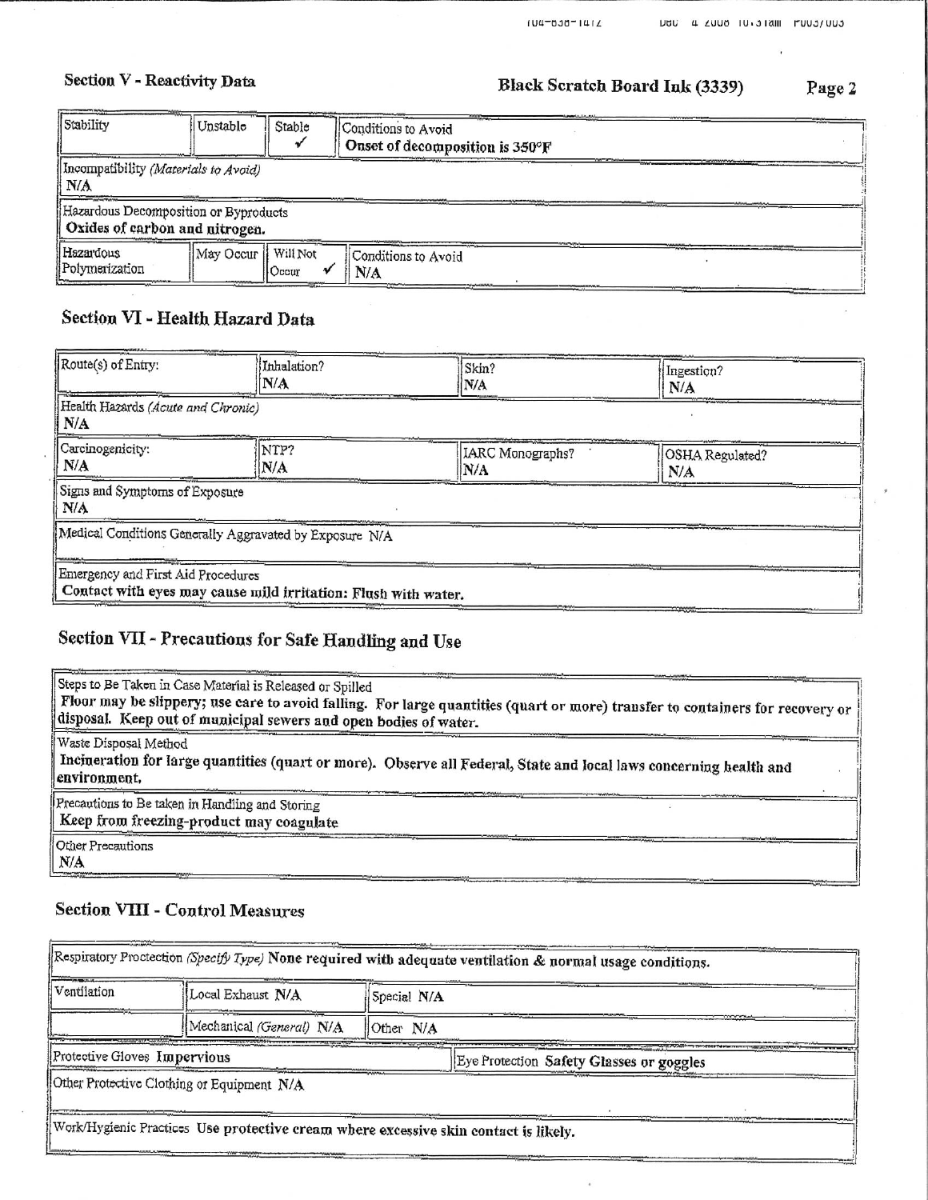## Section V - Reactivity Data

**Black Scratch Board Ink (3339)**

| Stability | Unstable | Stable | Conditions to Avoid |
|---|---|---|---|
| | | ✓ | **Onset of decomposition is 350°F** |

Incompatibility *(Materials to Avoid)*
**N/A**

Hazardous Decomposition or Byproducts
**Oxides of carbon and nitrogen.**

| Hazardous Polymerization | May Occur | Will Not Occur | Conditions to Avoid |
|---|---|---|---|
| | | ✓ | **N/A** |

## Section VI - Health Hazard Data

| Route(s) of Entry: | Inhalation? | Skin? | Ingestion? |
|---|---|---|---|
| | **N/A** | **N/A** | **N/A** |

Health Hazards *(Acute and Chronic)*
**N/A**

| Carcinogenicity: | NTP? | IARC Monographs? | OSHA Regulated? |
|---|---|---|---|
| **N/A** | **N/A** | **N/A** | **N/A** |

Signs and Symptoms of Exposure
**N/A**

Medical Conditions Generally Aggravated by Exposure N/A

Emergency and First Aid Procedures
**Contact with eyes may cause mild irritation: Flush with water.**

## Section VII - Precautions for Safe Handling and Use

Steps to Be Taken in Case Material is Released or Spilled
**Floor may be slippery; use care to avoid falling. For large quantities (quart or more) transfer to containers for recovery or disposal. Keep out of municipal sewers and open bodies of water.**

Waste Disposal Method
**Incineration for large quantities (quart or more). Observe all Federal, State and local laws concerning health and environment.**

Precautions to Be taken in Handling and Storing
**Keep from freezing-product may coagulate**

Other Precautions
**N/A**

## Section VIII - Control Measures

Respiratory Protection *(Specify Type)* **None required with adequate ventilation & normal usage conditions.**

| Ventilation | Local Exhaust **N/A** | Special **N/A** |
|---|---|---|
| | Mechanical *(General)* **N/A** | Other **N/A** |

| Protective Gloves **Impervious** | Eye Protection **Safety Glasses or goggles** |
|---|---|

Other Protective Clothing or Equipment **N/A**

Work/Hygienic Practices **Use protective cream where excessive skin contact is likely.**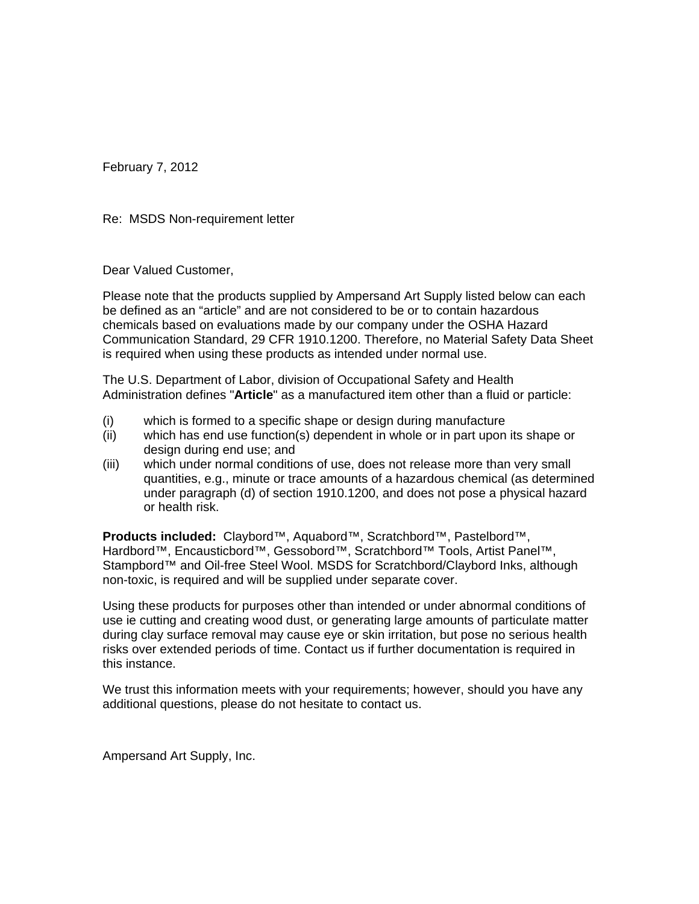February 7, 2012

Re: MSDS Non-requirement letter

Dear Valued Customer,

Please note that the products supplied by Ampersand Art Supply listed below can each be defined as an "article" and are not considered to be or to contain hazardous chemicals based on evaluations made by our company under the OSHA Hazard Communication Standard, 29 CFR 1910.1200. Therefore, no Material Safety Data Sheet is required when using these products as intended under normal use.

The U.S. Department of Labor, division of Occupational Safety and Health Administration defines "**Article**" as a manufactured item other than a fluid or particle:

(i) which is formed to a specific shape or design during manufacture
(ii) which has end use function(s) dependent in whole or in part upon its shape or design during end use; and
(iii) which under normal conditions of use, does not release more than very small quantities, e.g., minute or trace amounts of a hazardous chemical (as determined under paragraph (d) of section 1910.1200, and does not pose a physical hazard or health risk.

**Products included:** Claybord™, Aquabord™, Scratchbord™, Pastelbord™, Hardbord™, Encausticbord™, Gessobord™, Scratchbord™ Tools, Artist Panel™, Stampbord™ and Oil-free Steel Wool. MSDS for Scratchbord/Claybord Inks, although non-toxic, is required and will be supplied under separate cover.

Using these products for purposes other than intended or under abnormal conditions of use ie cutting and creating wood dust, or generating large amounts of particulate matter during clay surface removal may cause eye or skin irritation, but pose no serious health risks over extended periods of time. Contact us if further documentation is required in this instance.

We trust this information meets with your requirements; however, should you have any additional questions, please do not hesitate to contact us.

Ampersand Art Supply, Inc.